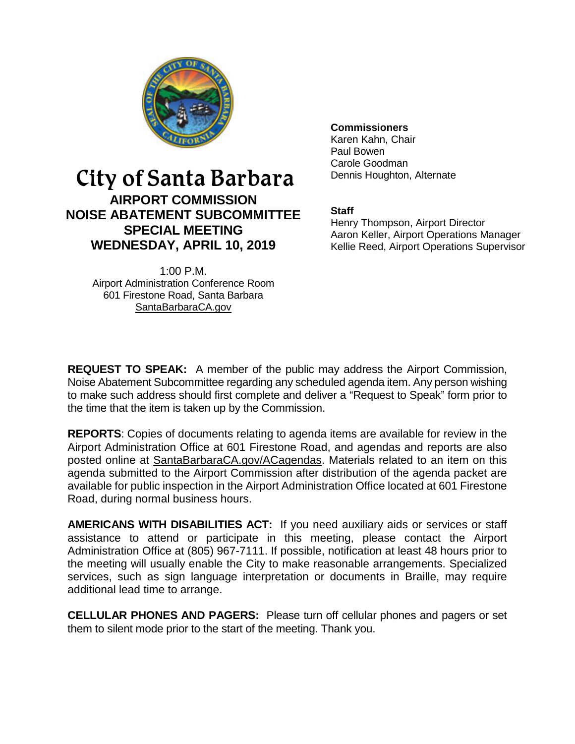# City of Santa Barbara

## AIRPORT COMMISSION
## NOISE ABATEMENT SUBCOMMITTEE
## SPECIAL MEETING
## WEDNESDAY, APRIL 10, 2019

1:00 P.M.
Airport Administration Conference Room
601 Firestone Road, Santa Barbara
SantaBarbaraCA.gov

**Commissioners**
Karen Kahn, Chair
Paul Bowen
Carole Goodman
Dennis Houghton, Alternate

**Staff**
Henry Thompson, Airport Director
Aaron Keller, Airport Operations Manager
Kellie Reed, Airport Operations Supervisor

**REQUEST TO SPEAK:** A member of the public may address the Airport Commission, Noise Abatement Subcommittee regarding any scheduled agenda item. Any person wishing to make such address should first complete and deliver a "Request to Speak" form prior to the time that the item is taken up by the Commission.

**REPORTS**: Copies of documents relating to agenda items are available for review in the Airport Administration Office at 601 Firestone Road, and agendas and reports are also posted online at SantaBarbaraCA.gov/ACagendas. Materials related to an item on this agenda submitted to the Airport Commission after distribution of the agenda packet are available for public inspection in the Airport Administration Office located at 601 Firestone Road, during normal business hours.

**AMERICANS WITH DISABILITIES ACT:** If you need auxiliary aids or services or staff assistance to attend or participate in this meeting, please contact the Airport Administration Office at (805) 967-7111. If possible, notification at least 48 hours prior to the meeting will usually enable the City to make reasonable arrangements. Specialized services, such as sign language interpretation or documents in Braille, may require additional lead time to arrange.

**CELLULAR PHONES AND PAGERS:** Please turn off cellular phones and pagers or set them to silent mode prior to the start of the meeting. Thank you.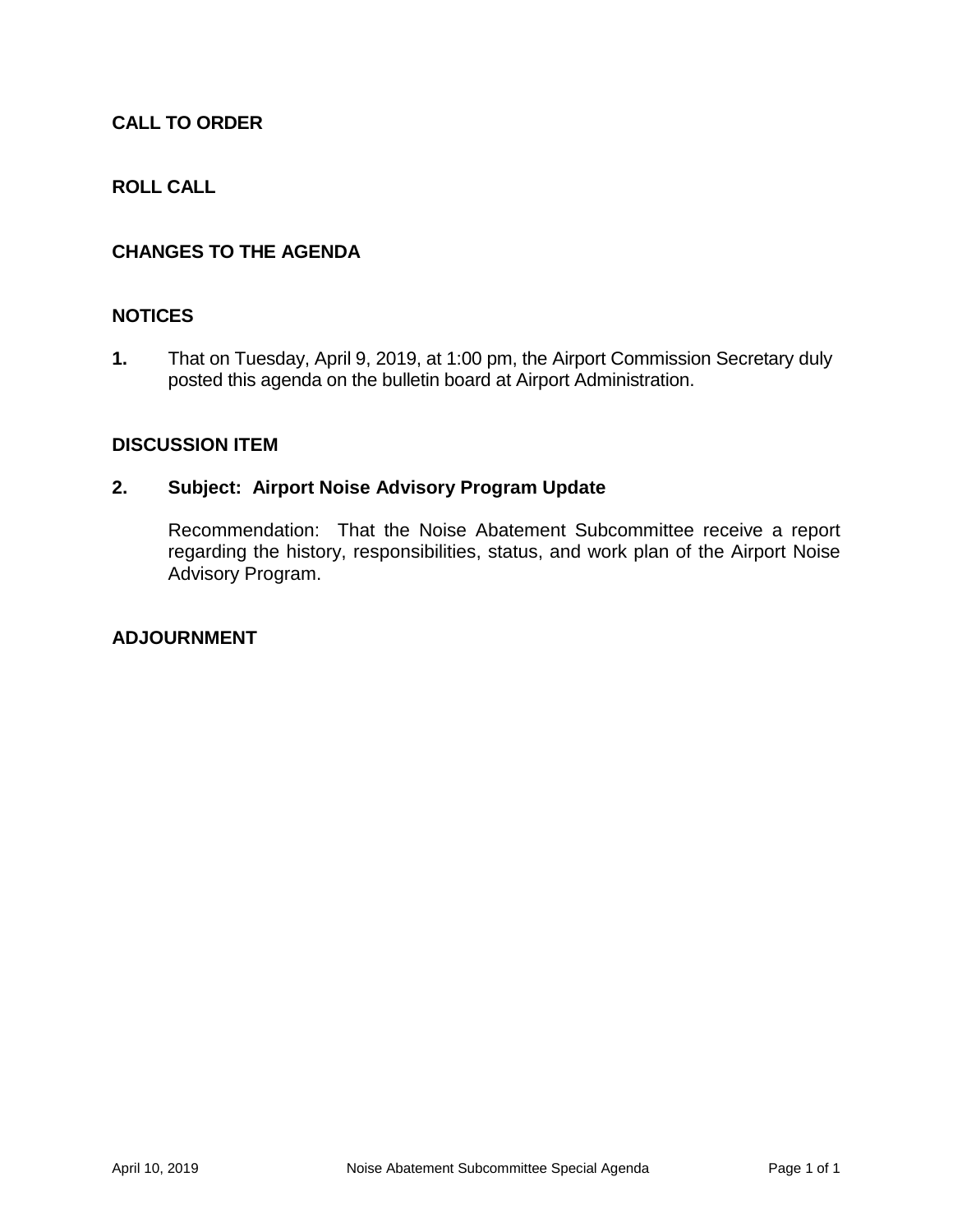**CALL TO ORDER**

**ROLL CALL**

**CHANGES TO THE AGENDA**

**NOTICES**

**1.** That on Tuesday, April 9, 2019, at 1:00 pm, the Airport Commission Secretary duly posted this agenda on the bulletin board at Airport Administration.

**DISCUSSION ITEM**

**2. Subject: Airport Noise Advisory Program Update**

Recommendation: That the Noise Abatement Subcommittee receive a report regarding the history, responsibilities, status, and work plan of the Airport Noise Advisory Program.

**ADJOURNMENT**